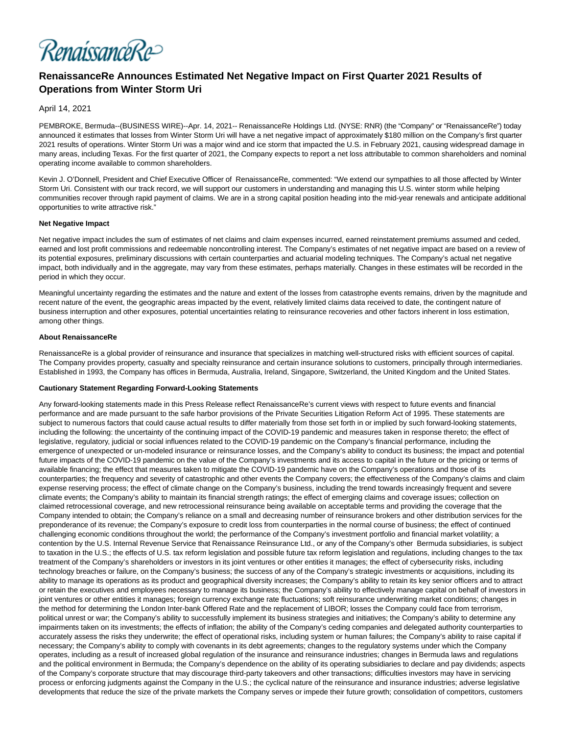RenaissanceRe

# RenaissanceRe Announces Estimated Net Negative Impact on First Quarter 2021 Results of Operations from Winter Storm Uri

April 14, 2021

PEMBROKE, Bermuda--(BUSINESS WIRE)--Apr. 14, 2021-- RenaissanceRe Holdings Ltd. (NYSE: RNR) (the "Company" or "RenaissanceRe") today announced it estimates that losses from Winter Storm Uri will have a net negative impact of approximately $180 million on the Company's first quarter 2021 results of operations. Winter Storm Uri was a major wind and ice storm that impacted the U.S. in February 2021, causing widespread damage in many areas, including Texas. For the first quarter of 2021, the Company expects to report a net loss attributable to common shareholders and nominal operating income available to common shareholders.

Kevin J. O'Donnell, President and Chief Executive Officer of RenaissanceRe, commented: "We extend our sympathies to all those affected by Winter Storm Uri. Consistent with our track record, we will support our customers in understanding and managing this U.S. winter storm while helping communities recover through rapid payment of claims. We are in a strong capital position heading into the mid-year renewals and anticipate additional opportunities to write attractive risk."

**Net Negative Impact**

Net negative impact includes the sum of estimates of net claims and claim expenses incurred, earned reinstatement premiums assumed and ceded, earned and lost profit commissions and redeemable noncontrolling interest. The Company's estimates of net negative impact are based on a review of its potential exposures, preliminary discussions with certain counterparties and actuarial modeling techniques. The Company's actual net negative impact, both individually and in the aggregate, may vary from these estimates, perhaps materially. Changes in these estimates will be recorded in the period in which they occur.

Meaningful uncertainty regarding the estimates and the nature and extent of the losses from catastrophe events remains, driven by the magnitude and recent nature of the event, the geographic areas impacted by the event, relatively limited claims data received to date, the contingent nature of business interruption and other exposures, potential uncertainties relating to reinsurance recoveries and other factors inherent in loss estimation, among other things.

**About RenaissanceRe**

RenaissanceRe is a global provider of reinsurance and insurance that specializes in matching well-structured risks with efficient sources of capital. The Company provides property, casualty and specialty reinsurance and certain insurance solutions to customers, principally through intermediaries. Established in 1993, the Company has offices in Bermuda, Australia, Ireland, Singapore, Switzerland, the United Kingdom and the United States.

**Cautionary Statement Regarding Forward-Looking Statements**

Any forward-looking statements made in this Press Release reflect RenaissanceRe's current views with respect to future events and financial performance and are made pursuant to the safe harbor provisions of the Private Securities Litigation Reform Act of 1995. These statements are subject to numerous factors that could cause actual results to differ materially from those set forth in or implied by such forward-looking statements, including the following: the uncertainty of the continuing impact of the COVID-19 pandemic and measures taken in response thereto; the effect of legislative, regulatory, judicial or social influences related to the COVID-19 pandemic on the Company's financial performance, including the emergence of unexpected or un-modeled insurance or reinsurance losses, and the Company's ability to conduct its business; the impact and potential future impacts of the COVID-19 pandemic on the value of the Company's investments and its access to capital in the future or the pricing or terms of available financing; the effect that measures taken to mitigate the COVID-19 pandemic have on the Company's operations and those of its counterparties; the frequency and severity of catastrophic and other events the Company covers; the effectiveness of the Company's claims and claim expense reserving process; the effect of climate change on the Company's business, including the trend towards increasingly frequent and severe climate events; the Company's ability to maintain its financial strength ratings; the effect of emerging claims and coverage issues; collection on claimed retrocessional coverage, and new retrocessional reinsurance being available on acceptable terms and providing the coverage that the Company intended to obtain; the Company's reliance on a small and decreasing number of reinsurance brokers and other distribution services for the preponderance of its revenue; the Company's exposure to credit loss from counterparties in the normal course of business; the effect of continued challenging economic conditions throughout the world; the performance of the Company's investment portfolio and financial market volatility; a contention by the U.S. Internal Revenue Service that Renaissance Reinsurance Ltd., or any of the Company's other Bermuda subsidiaries, is subject to taxation in the U.S.; the effects of U.S. tax reform legislation and possible future tax reform legislation and regulations, including changes to the tax treatment of the Company's shareholders or investors in its joint ventures or other entities it manages; the effect of cybersecurity risks, including technology breaches or failure, on the Company's business; the success of any of the Company's strategic investments or acquisitions, including its ability to manage its operations as its product and geographical diversity increases; the Company's ability to retain its key senior officers and to attract or retain the executives and employees necessary to manage its business; the Company's ability to effectively manage capital on behalf of investors in joint ventures or other entities it manages; foreign currency exchange rate fluctuations; soft reinsurance underwriting market conditions; changes in the method for determining the London Inter-bank Offered Rate and the replacement of LIBOR; losses the Company could face from terrorism, political unrest or war; the Company's ability to successfully implement its business strategies and initiatives; the Company's ability to determine any impairments taken on its investments; the effects of inflation; the ability of the Company's ceding companies and delegated authority counterparties to accurately assess the risks they underwrite; the effect of operational risks, including system or human failures; the Company's ability to raise capital if necessary; the Company's ability to comply with covenants in its debt agreements; changes to the regulatory systems under which the Company operates, including as a result of increased global regulation of the insurance and reinsurance industries; changes in Bermuda laws and regulations and the political environment in Bermuda; the Company's dependence on the ability of its operating subsidiaries to declare and pay dividends; aspects of the Company's corporate structure that may discourage third-party takeovers and other transactions; difficulties investors may have in servicing process or enforcing judgments against the Company in the U.S.; the cyclical nature of the reinsurance and insurance industries; adverse legislative developments that reduce the size of the private markets the Company serves or impede their future growth; consolidation of competitors, customers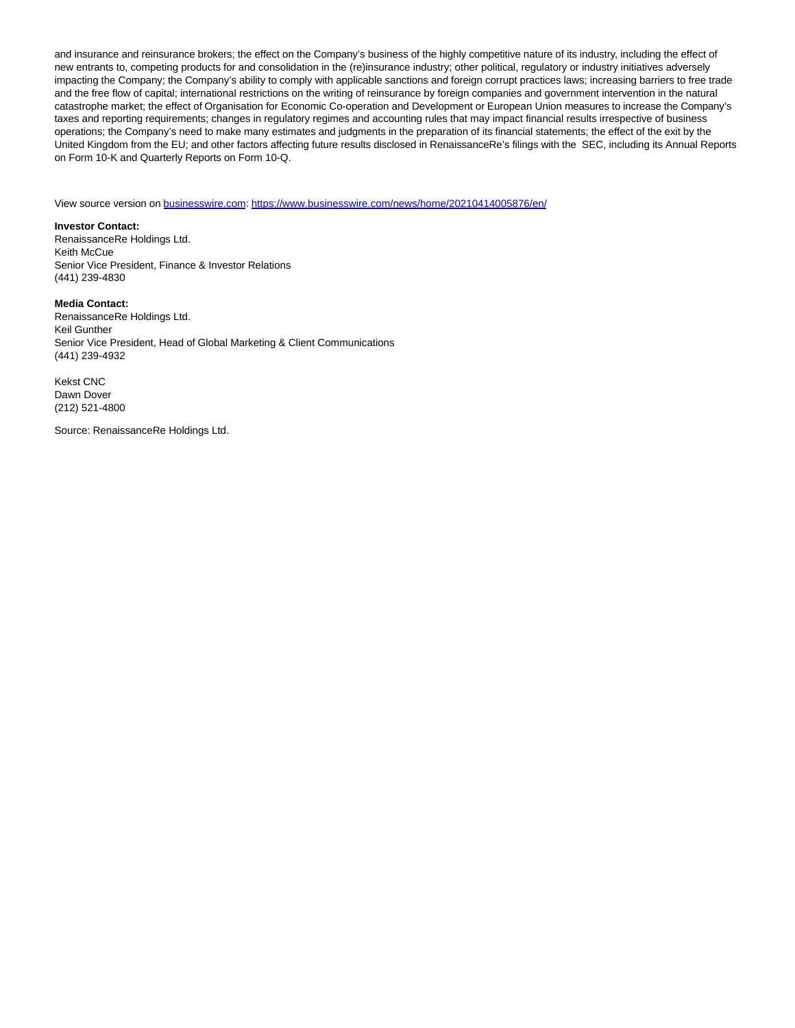and insurance and reinsurance brokers; the effect on the Company's business of the highly competitive nature of its industry, including the effect of new entrants to, competing products for and consolidation in the (re)insurance industry; other political, regulatory or industry initiatives adversely impacting the Company; the Company's ability to comply with applicable sanctions and foreign corrupt practices laws; increasing barriers to free trade and the free flow of capital; international restrictions on the writing of reinsurance by foreign companies and government intervention in the natural catastrophe market; the effect of Organisation for Economic Co-operation and Development or European Union measures to increase the Company's taxes and reporting requirements; changes in regulatory regimes and accounting rules that may impact financial results irrespective of business operations; the Company's need to make many estimates and judgments in the preparation of its financial statements; the effect of the exit by the United Kingdom from the EU; and other factors affecting future results disclosed in RenaissanceRe's filings with the SEC, including its Annual Reports on Form 10-K and Quarterly Reports on Form 10-Q.

View source version on [businesswire.com](https://www.businesswire.com): [https://www.businesswire.com/news/home/20210414005876/en/](https://www.businesswire.com/news/home/20210414005876/en/)

**Investor Contact:**
RenaissanceRe Holdings Ltd.
Keith McCue
Senior Vice President, Finance & Investor Relations
(441) 239-4830

**Media Contact:**
RenaissanceRe Holdings Ltd.
Keil Gunther
Senior Vice President, Head of Global Marketing & Client Communications
(441) 239-4932

Kekst CNC
Dawn Dover
(212) 521-4800

Source: RenaissanceRe Holdings Ltd.